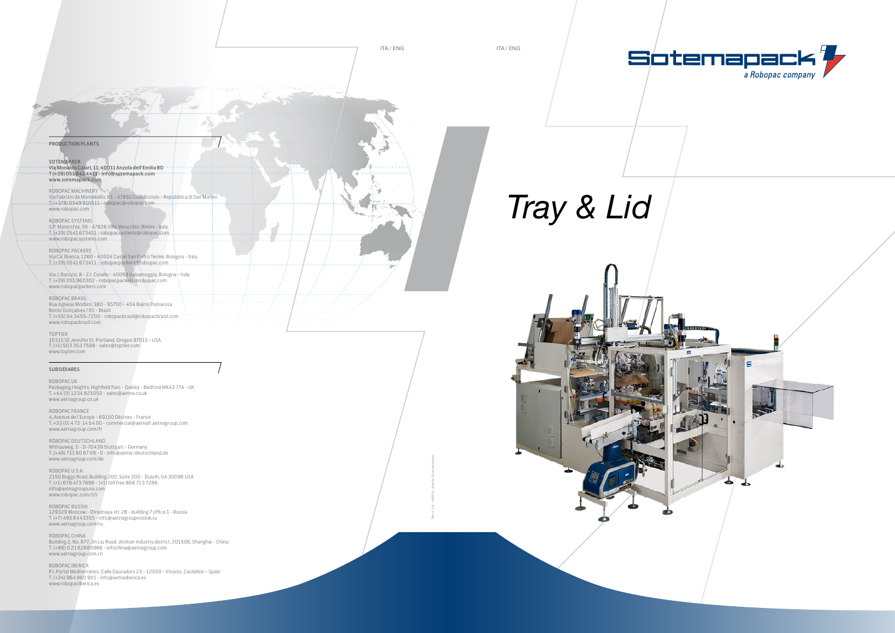## PRODUCTION PLANTS

**SOTEMAPACK**
**Via Monaldo Calari, 11, 40011 Anzola dell'Emilia BO**
**T (+39) 051 642 4411 - info@sotemapack.com**
**www.sotemapack.com**

ROBOPAC MACHINERY
Via Fabrizio da Montebello, 81 - 47892 Gualdicciolo - Repubblica di San Marino
T. (+378) 0549 910511 - robopac@robopac.com
www.robopac.com

ROBOPAC SYSTEMS
S.P. Marecchia, 59 - 47826 Villa Verucchio, Rimini - Italy
T. (+39) 0541 673411 - robopacsystems@robopac.com
www.robopacsystems.com

ROBOPAC PACKERS
Via Ca' Bianca, 1260 - 40024 Castel San Pietro Terme, Bologna - Italy
T. (+39) 0541 673411 - robopacpackers@robopac.com

Via J. Barozzi, 8 - Z.I. Corallo - 40053 Valsamoggia, Bologna - Italy
T. (+39) 051 960302 - robopacpackers@robopac.com
www.robopacpackers.com

ROBOPAC BRASIL
Rua Agnese Morbini, 380 - 95700 - 404 Bairro Pomarosa
Bento Gonçalves / RS - Brazil
T. (+55) 54 3455-7200 - robopacbrasil@robopacbrasil.com
www.robopacbrasil.com

TOPTIER
10315 SE Jennifer St, Portland, Oregon 97015 - USA
T. (+1) 503 353 7588 - sales@toptier.com
www.toptier.com

## SUBSIDIARES

ROBOPAC UK
Packaging Heights, Highfield Parc - Oakley - Bedford MK43 7TA - UK
T. +44 (0) 1234 825050 - sales@aetna.co.uk
www.aetnagroup.co.uk

ROBOPAC FRANCE
4, Avenue de l'Europe - 69150 Décines - France
T. +33 (0) 4 72 14 54 00 - commercial@aetnafr.aetnagroup.com
www.aetnagroup.com/fr

ROBOPAC DEUTSCHLAND
Withauweg, 5 - D-70439 Stuttgart - Germany
T. (+49) 711 80 67 09 - 0 - info@aetna-deutschland.de
www.aetnagroup.com/de

ROBOPAC U.S.A.
2150 Boggs Road, Building 200, Suite 200 - Duluth, GA 30096 USA
T. (+1) 678 473 7896 - (+1) toll free 866 713 7286
info@aetnagroupusa.com
www.robopac.com/US

ROBOPAC RUSSIA
129329 Moscow - Otradnaya str. 2B - building 7 office 1 - Russia
T. (+7) 495 644 3355 - info@aetnagroupvostok.ru
www.aetnagroup.com/ru

ROBOPAC CHINA
Building 2, No. 877, Jin Liu Road, Jinshan industry district, 201506, Shanghai - China
T. (+86) 0 21 62665966 - infochina@aetnagroup.com
www.aetnagroup.com.cn

ROBOPAC IBERICA
P.I. Portal Mediterráneo, Calle Dauradors 23 - 12500 - Vinaròs, Castellón – Spain
T. (+34) 964 860 901 - info@aetnaiberica.es
www.robopaciberica.es

ITA / ENG

ITA / ENG

Sotemapack
*a Robopac company*

# *Tray & Lid*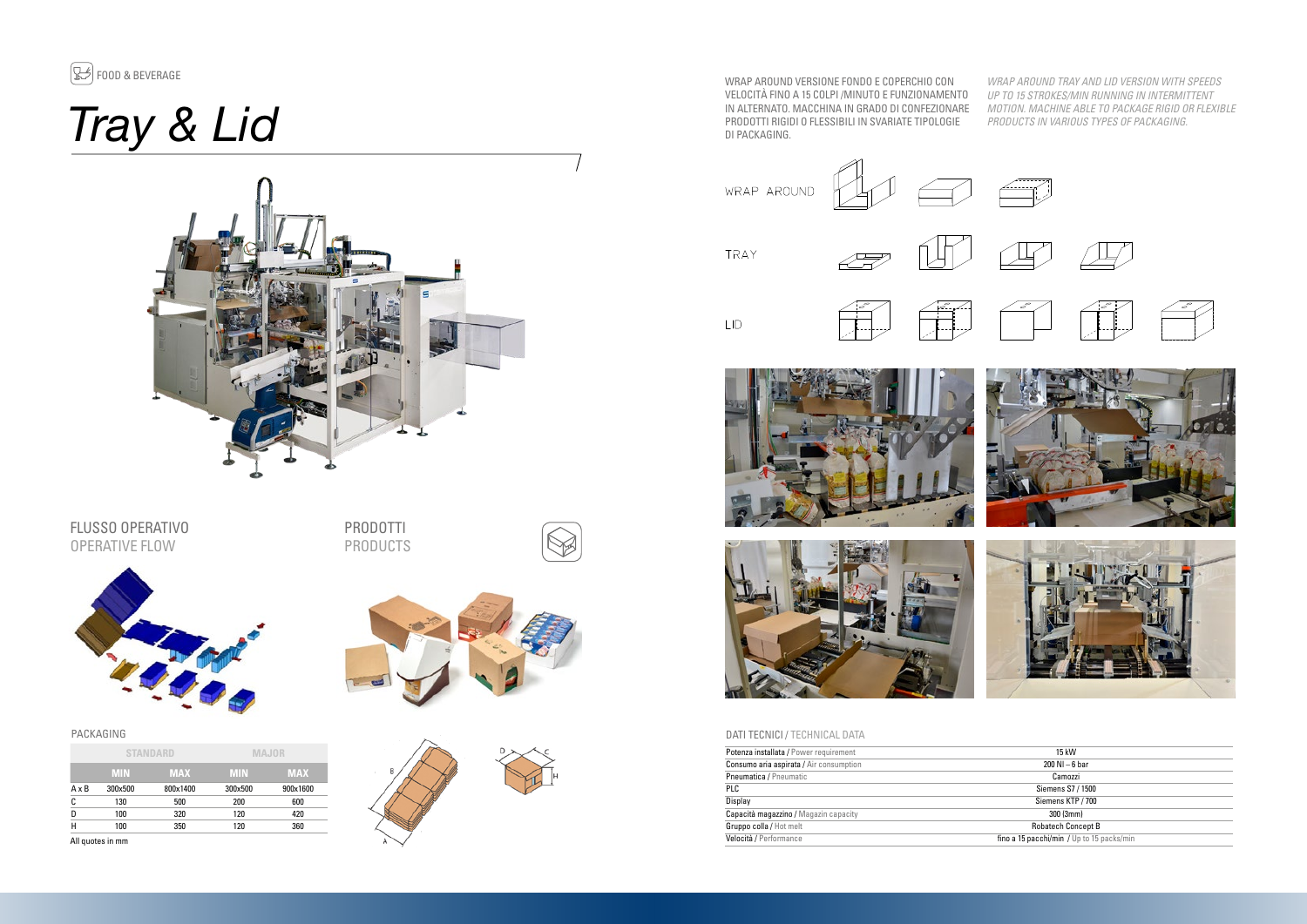FOOD & BEVERAGE

# Tray & Lid

WRAP AROUND VERSIONE FONDO E COPERCHIO CON VELOCITÀ FINO A 15 COLPI /MINUTO E FUNZIONAMENTO IN ALTERNATO. MACCHINA IN GRADO DI CONFEZIONARE PRODOTTI RIGIDI O FLESSIBILI IN SVARIATE TIPOLOGIE DI PACKAGING.

*WRAP AROUND TRAY AND LID VERSION WITH SPEEDS UP TO 15 STROKES/MIN RUNNING IN INTERMITTENT MOTION. MACHINE ABLE TO PACKAGE RIGID OR FLEXIBLE PRODUCTS IN VARIOUS TYPES OF PACKAGING.*

WRAP AROUND

TRAY

LID

## FLUSSO OPERATIVO
OPERATIVE FLOW

## PRODOTTI
PRODUCTS

## PACKAGING

| | STANDARD | | MAJOR | |
|---|---|---|---|---|
| | MIN | MAX | MIN | MAX |
| A x B | 300x500 | 800x1400 | 300x500 | 900x1600 |
| C | 130 | 500 | 200 | 600 |
| D | 100 | 320 | 120 | 420 |
| H | 100 | 350 | 120 | 360 |

All quotes in mm

## DATI TECNICI / TECHNICAL DATA

| | |
|---|---|
| Potenza installata / Power requirement | 15 kW |
| Consumo aria aspirata / Air consumption | 200 Nl – 6 bar |
| Pneumatica / Pneumatic | Camozzi |
| PLC | Siemens S7 / 1500 |
| Display | Siemens KTP / 700 |
| Capacità magazzino / Magazin capacity | 300 (3mm) |
| Gruppo colla / Hot melt | Robatech Concept B |
| Velocità / Performance | fino a 15 pacchi/min / Up to 15 packs/min |